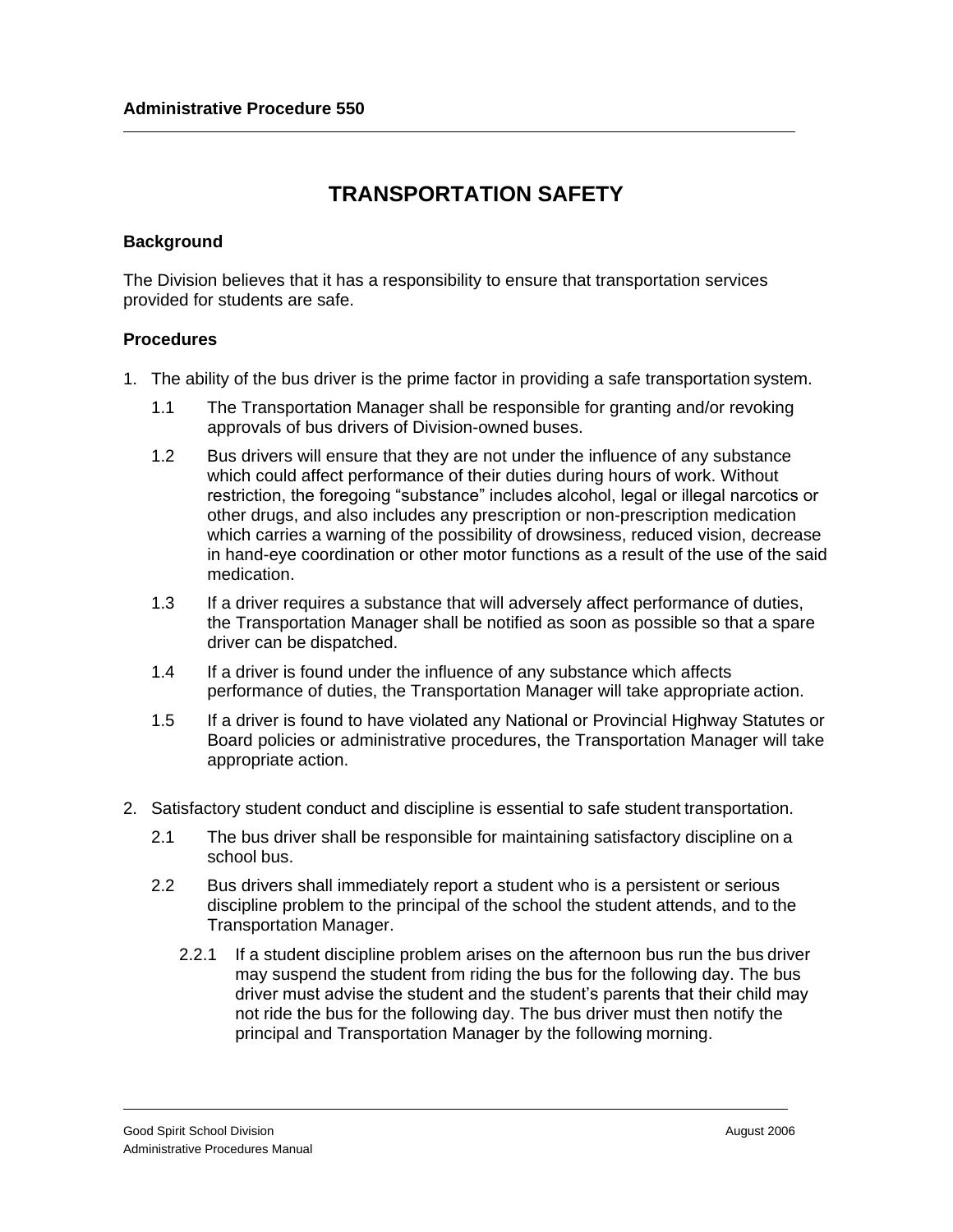**Administrative Procedure 550**

# TRANSPORTATION SAFETY

## Background

The Division believes that it has a responsibility to ensure that transportation services provided for students are safe.

## Procedures

1. The ability of the bus driver is the prime factor in providing a safe transportation system.

   1.1 The Transportation Manager shall be responsible for granting and/or revoking approvals of bus drivers of Division-owned buses.

   1.2 Bus drivers will ensure that they are not under the influence of any substance which could affect performance of their duties during hours of work. Without restriction, the foregoing “substance” includes alcohol, legal or illegal narcotics or other drugs, and also includes any prescription or non-prescription medication which carries a warning of the possibility of drowsiness, reduced vision, decrease in hand-eye coordination or other motor functions as a result of the use of the said medication.

   1.3 If a driver requires a substance that will adversely affect performance of duties, the Transportation Manager shall be notified as soon as possible so that a spare driver can be dispatched.

   1.4 If a driver is found under the influence of any substance which affects performance of duties, the Transportation Manager will take appropriate action.

   1.5 If a driver is found to have violated any National or Provincial Highway Statutes or Board policies or administrative procedures, the Transportation Manager will take appropriate action.

2. Satisfactory student conduct and discipline is essential to safe student transportation.

   2.1 The bus driver shall be responsible for maintaining satisfactory discipline on a school bus.

   2.2 Bus drivers shall immediately report a student who is a persistent or serious discipline problem to the principal of the school the student attends, and to the Transportation Manager.

      2.2.1 If a student discipline problem arises on the afternoon bus run the bus driver may suspend the student from riding the bus for the following day. The bus driver must advise the student and the student’s parents that their child may not ride the bus for the following day. The bus driver must then notify the principal and Transportation Manager by the following morning.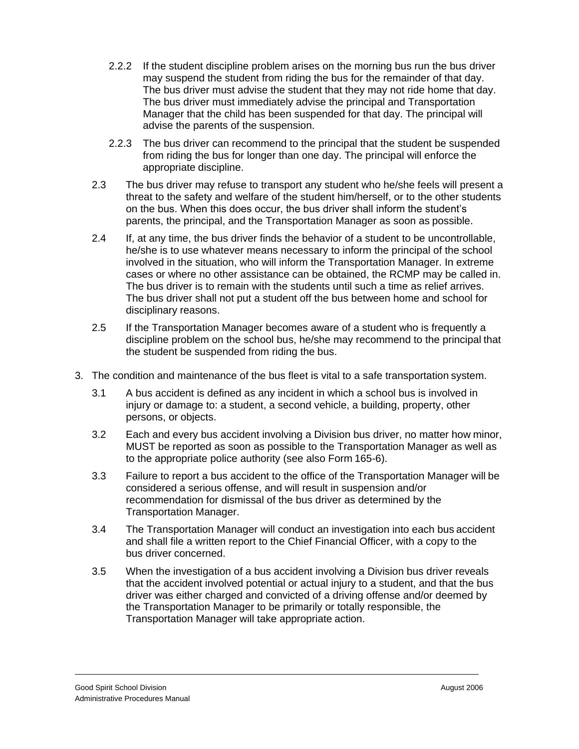2.2.2 If the student discipline problem arises on the morning bus run the bus driver may suspend the student from riding the bus for the remainder of that day. The bus driver must advise the student that they may not ride home that day. The bus driver must immediately advise the principal and Transportation Manager that the child has been suspended for that day. The principal will advise the parents of the suspension.

2.2.3 The bus driver can recommend to the principal that the student be suspended from riding the bus for longer than one day. The principal will enforce the appropriate discipline.

2.3 The bus driver may refuse to transport any student who he/she feels will present a threat to the safety and welfare of the student him/herself, or to the other students on the bus. When this does occur, the bus driver shall inform the student's parents, the principal, and the Transportation Manager as soon as possible.

2.4 If, at any time, the bus driver finds the behavior of a student to be uncontrollable, he/she is to use whatever means necessary to inform the principal of the school involved in the situation, who will inform the Transportation Manager. In extreme cases or where no other assistance can be obtained, the RCMP may be called in. The bus driver is to remain with the students until such a time as relief arrives. The bus driver shall not put a student off the bus between home and school for disciplinary reasons.

2.5 If the Transportation Manager becomes aware of a student who is frequently a discipline problem on the school bus, he/she may recommend to the principal that the student be suspended from riding the bus.

3. The condition and maintenance of the bus fleet is vital to a safe transportation system.

3.1 A bus accident is defined as any incident in which a school bus is involved in injury or damage to: a student, a second vehicle, a building, property, other persons, or objects.

3.2 Each and every bus accident involving a Division bus driver, no matter how minor, MUST be reported as soon as possible to the Transportation Manager as well as to the appropriate police authority (see also Form 165-6).

3.3 Failure to report a bus accident to the office of the Transportation Manager will be considered a serious offense, and will result in suspension and/or recommendation for dismissal of the bus driver as determined by the Transportation Manager.

3.4 The Transportation Manager will conduct an investigation into each bus accident and shall file a written report to the Chief Financial Officer, with a copy to the bus driver concerned.

3.5 When the investigation of a bus accident involving a Division bus driver reveals that the accident involved potential or actual injury to a student, and that the bus driver was either charged and convicted of a driving offense and/or deemed by the Transportation Manager to be primarily or totally responsible, the Transportation Manager will take appropriate action.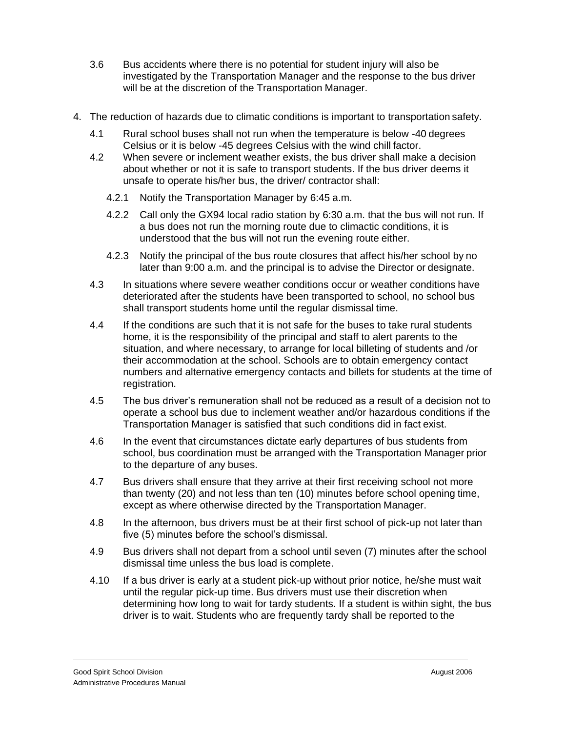3.6 Bus accidents where there is no potential for student injury will also be investigated by the Transportation Manager and the response to the bus driver will be at the discretion of the Transportation Manager.

4. The reduction of hazards due to climatic conditions is important to transportation safety.

   4.1 Rural school buses shall not run when the temperature is below -40 degrees Celsius or it is below -45 degrees Celsius with the wind chill factor.

   4.2 When severe or inclement weather exists, the bus driver shall make a decision about whether or not it is safe to transport students. If the bus driver deems it unsafe to operate his/her bus, the driver/ contractor shall:

      4.2.1 Notify the Transportation Manager by 6:45 a.m.

      4.2.2 Call only the GX94 local radio station by 6:30 a.m. that the bus will not run. If a bus does not run the morning route due to climactic conditions, it is understood that the bus will not run the evening route either.

      4.2.3 Notify the principal of the bus route closures that affect his/her school by no later than 9:00 a.m. and the principal is to advise the Director or designate.

   4.3 In situations where severe weather conditions occur or weather conditions have deteriorated after the students have been transported to school, no school bus shall transport students home until the regular dismissal time.

   4.4 If the conditions are such that it is not safe for the buses to take rural students home, it is the responsibility of the principal and staff to alert parents to the situation, and where necessary, to arrange for local billeting of students and /or their accommodation at the school. Schools are to obtain emergency contact numbers and alternative emergency contacts and billets for students at the time of registration.

   4.5 The bus driver's remuneration shall not be reduced as a result of a decision not to operate a school bus due to inclement weather and/or hazardous conditions if the Transportation Manager is satisfied that such conditions did in fact exist.

   4.6 In the event that circumstances dictate early departures of bus students from school, bus coordination must be arranged with the Transportation Manager prior to the departure of any buses.

   4.7 Bus drivers shall ensure that they arrive at their first receiving school not more than twenty (20) and not less than ten (10) minutes before school opening time, except as where otherwise directed by the Transportation Manager.

   4.8 In the afternoon, bus drivers must be at their first school of pick-up not later than five (5) minutes before the school's dismissal.

   4.9 Bus drivers shall not depart from a school until seven (7) minutes after the school dismissal time unless the bus load is complete.

   4.10 If a bus driver is early at a student pick-up without prior notice, he/she must wait until the regular pick-up time. Bus drivers must use their discretion when determining how long to wait for tardy students. If a student is within sight, the bus driver is to wait. Students who are frequently tardy shall be reported to the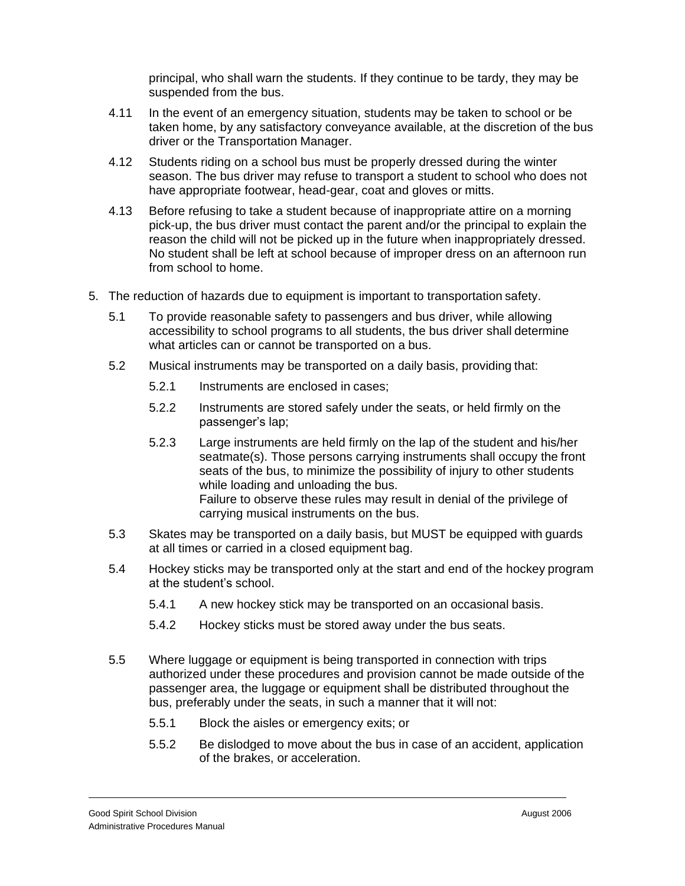principal, who shall warn the students. If they continue to be tardy, they may be suspended from the bus.

4.11 In the event of an emergency situation, students may be taken to school or be taken home, by any satisfactory conveyance available, at the discretion of the bus driver or the Transportation Manager.

4.12 Students riding on a school bus must be properly dressed during the winter season. The bus driver may refuse to transport a student to school who does not have appropriate footwear, head-gear, coat and gloves or mitts.

4.13 Before refusing to take a student because of inappropriate attire on a morning pick-up, the bus driver must contact the parent and/or the principal to explain the reason the child will not be picked up in the future when inappropriately dressed. No student shall be left at school because of improper dress on an afternoon run from school to home.

5. The reduction of hazards due to equipment is important to transportation safety.

5.1 To provide reasonable safety to passengers and bus driver, while allowing accessibility to school programs to all students, the bus driver shall determine what articles can or cannot be transported on a bus.

5.2 Musical instruments may be transported on a daily basis, providing that:

5.2.1 Instruments are enclosed in cases;

5.2.2 Instruments are stored safely under the seats, or held firmly on the passenger's lap;

5.2.3 Large instruments are held firmly on the lap of the student and his/her seatmate(s). Those persons carrying instruments shall occupy the front seats of the bus, to minimize the possibility of injury to other students while loading and unloading the bus.
Failure to observe these rules may result in denial of the privilege of carrying musical instruments on the bus.

5.3 Skates may be transported on a daily basis, but MUST be equipped with guards at all times or carried in a closed equipment bag.

5.4 Hockey sticks may be transported only at the start and end of the hockey program at the student's school.

5.4.1 A new hockey stick may be transported on an occasional basis.

5.4.2 Hockey sticks must be stored away under the bus seats.

5.5 Where luggage or equipment is being transported in connection with trips authorized under these procedures and provision cannot be made outside of the passenger area, the luggage or equipment shall be distributed throughout the bus, preferably under the seats, in such a manner that it will not:

5.5.1 Block the aisles or emergency exits; or

5.5.2 Be dislodged to move about the bus in case of an accident, application of the brakes, or acceleration.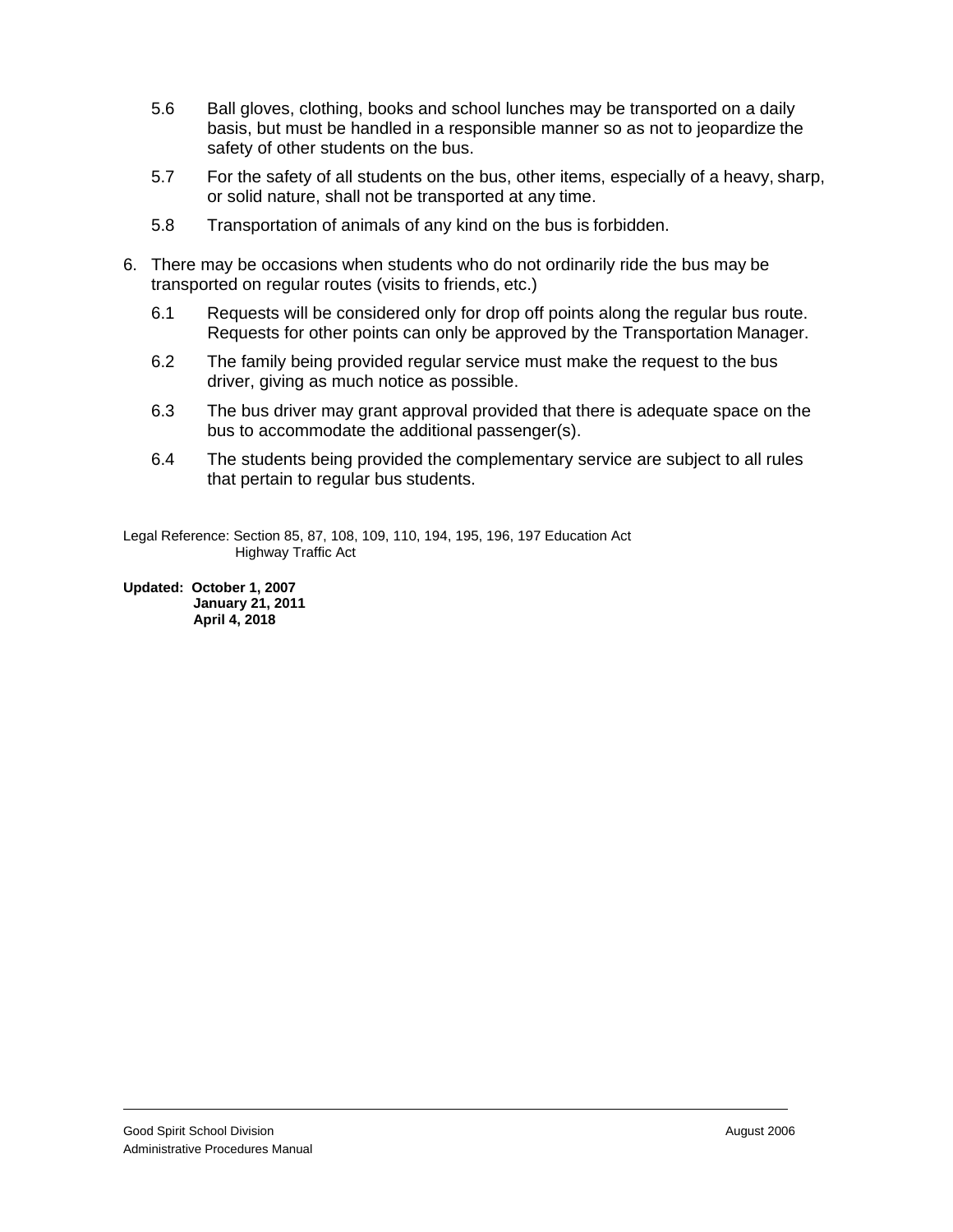5.6 Ball gloves, clothing, books and school lunches may be transported on a daily basis, but must be handled in a responsible manner so as not to jeopardize the safety of other students on the bus.

5.7 For the safety of all students on the bus, other items, especially of a heavy, sharp, or solid nature, shall not be transported at any time.

5.8 Transportation of animals of any kind on the bus is forbidden.

6. There may be occasions when students who do not ordinarily ride the bus may be transported on regular routes (visits to friends, etc.)

   6.1 Requests will be considered only for drop off points along the regular bus route. Requests for other points can only be approved by the Transportation Manager.

   6.2 The family being provided regular service must make the request to the bus driver, giving as much notice as possible.

   6.3 The bus driver may grant approval provided that there is adequate space on the bus to accommodate the additional passenger(s).

   6.4 The students being provided the complementary service are subject to all rules that pertain to regular bus students.

Legal Reference: Section 85, 87, 108, 109, 110, 194, 195, 196, 197 Education Act
Highway Traffic Act

**Updated: October 1, 2007**
**January 21, 2011**
**April 4, 2018**